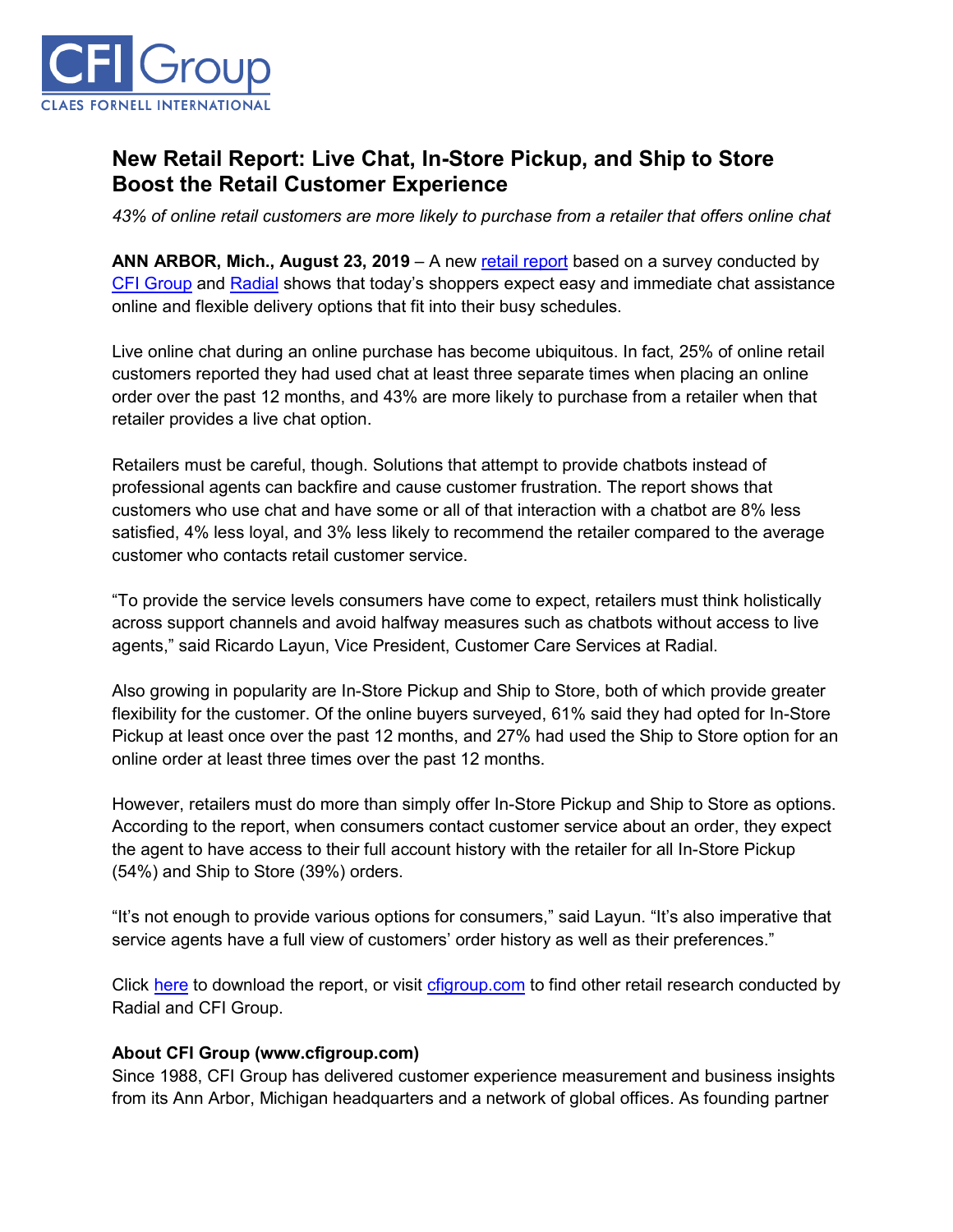CFI Group
CLAES FORNELL INTERNATIONAL

# New Retail Report: Live Chat, In-Store Pickup, and Ship to Store Boost the Retail Customer Experience

*43% of online retail customers are more likely to purchase from a retailer that offers online chat*

**ANN ARBOR, Mich., August 23, 2019** – A new retail report based on a survey conducted by CFI Group and Radial shows that today's shoppers expect easy and immediate chat assistance online and flexible delivery options that fit into their busy schedules.

Live online chat during an online purchase has become ubiquitous. In fact, 25% of online retail customers reported they had used chat at least three separate times when placing an online order over the past 12 months, and 43% are more likely to purchase from a retailer when that retailer provides a live chat option.

Retailers must be careful, though. Solutions that attempt to provide chatbots instead of professional agents can backfire and cause customer frustration. The report shows that customers who use chat and have some or all of that interaction with a chatbot are 8% less satisfied, 4% less loyal, and 3% less likely to recommend the retailer compared to the average customer who contacts retail customer service.

"To provide the service levels consumers have come to expect, retailers must think holistically across support channels and avoid halfway measures such as chatbots without access to live agents," said Ricardo Layun, Vice President, Customer Care Services at Radial.

Also growing in popularity are In-Store Pickup and Ship to Store, both of which provide greater flexibility for the customer. Of the online buyers surveyed, 61% said they had opted for In-Store Pickup at least once over the past 12 months, and 27% had used the Ship to Store option for an online order at least three times over the past 12 months.

However, retailers must do more than simply offer In-Store Pickup and Ship to Store as options. According to the report, when consumers contact customer service about an order, they expect the agent to have access to their full account history with the retailer for all In-Store Pickup (54%) and Ship to Store (39%) orders.

"It's not enough to provide various options for consumers," said Layun. "It's also imperative that service agents have a full view of customers' order history as well as their preferences."

Click here to download the report, or visit cfigroup.com to find other retail research conducted by Radial and CFI Group.

**About CFI Group (www.cfigroup.com)**
Since 1988, CFI Group has delivered customer experience measurement and business insights from its Ann Arbor, Michigan headquarters and a network of global offices. As founding partner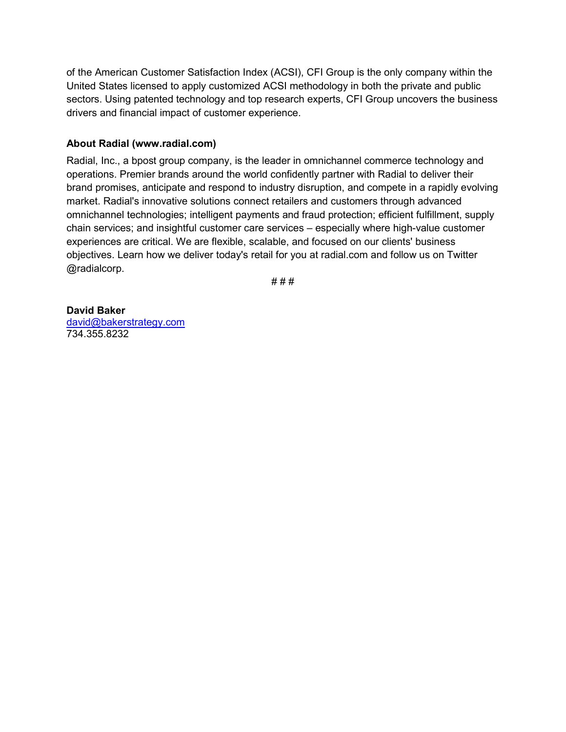of the American Customer Satisfaction Index (ACSI), CFI Group is the only company within the United States licensed to apply customized ACSI methodology in both the private and public sectors. Using patented technology and top research experts, CFI Group uncovers the business drivers and financial impact of customer experience.

**About Radial (www.radial.com)**

Radial, Inc., a bpost group company, is the leader in omnichannel commerce technology and operations. Premier brands around the world confidently partner with Radial to deliver their brand promises, anticipate and respond to industry disruption, and compete in a rapidly evolving market. Radial's innovative solutions connect retailers and customers through advanced omnichannel technologies; intelligent payments and fraud protection; efficient fulfillment, supply chain services; and insightful customer care services – especially where high-value customer experiences are critical. We are flexible, scalable, and focused on our clients' business objectives. Learn how we deliver today's retail for you at radial.com and follow us on Twitter @radialcorp.

# # #

**David Baker**
david@bakerstrategy.com
734.355.8232